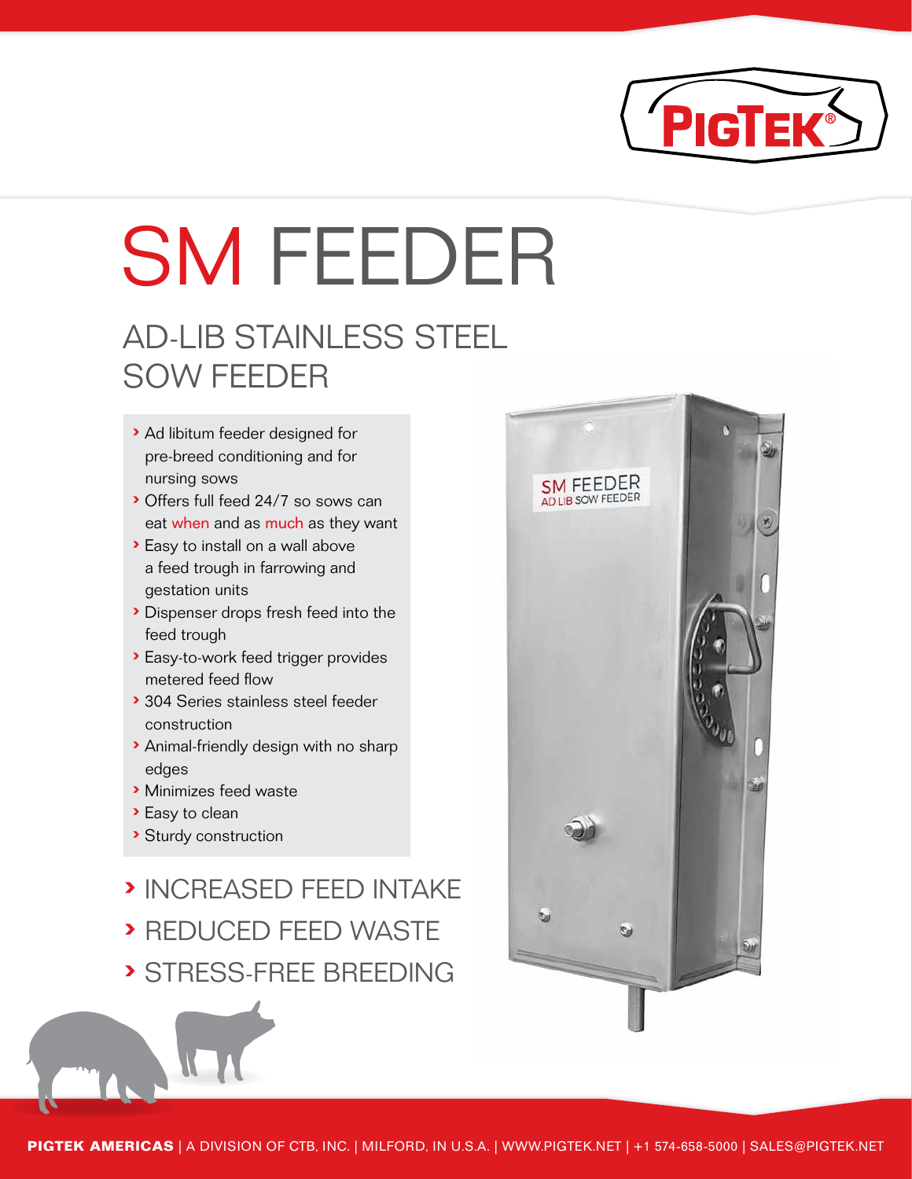# SM FEEDER

## AD-LIB STAINLESS STEEL SOW FEEDER

- Ad libitum feeder designed for pre-breed conditioning and for nursing sows
- Offers full feed 24/7 so sows can eat when and as much as they want
- Easy to install on a wall above a feed trough in farrowing and gestation units
- Dispenser drops fresh feed into the feed trough
- Easy-to-work feed trigger provides metered feed flow
- 304 Series stainless steel feeder construction
- Animal-friendly design with no sharp edges
- Minimizes feed waste
- Easy to clean
- Sturdy construction

- INCREASED FEED INTAKE
- REDUCED FEED WASTE
- STRESS-FREE BREEDING

**PIGTEK AMERICAS** | A DIVISION OF CTB, INC. | MILFORD, IN U.S.A. | WWW.PIGTEK.NET | +1 574-658-5000 | SALES@PIGTEK.NET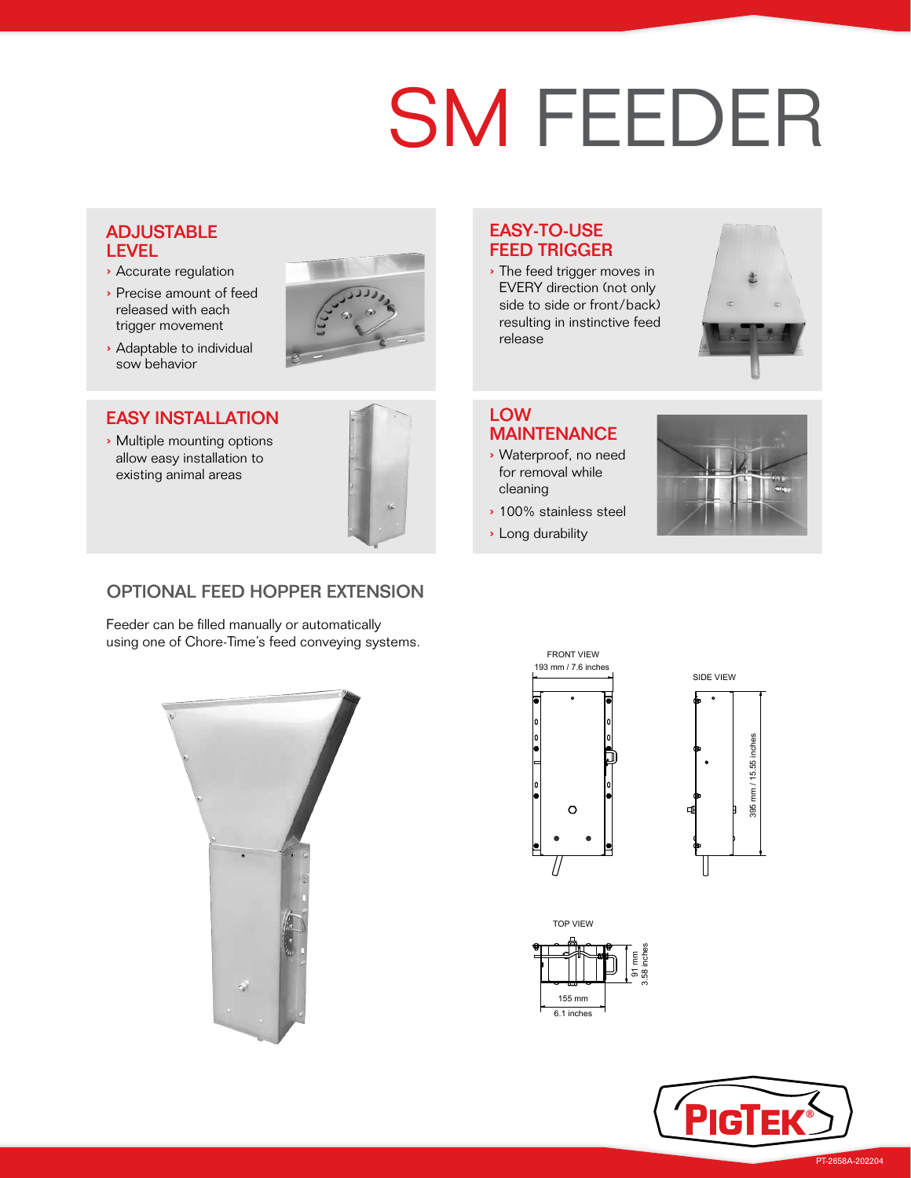# SM FEEDER

## ADJUSTABLE LEVEL

- Accurate regulation
- Precise amount of feed released with each trigger movement
- Adaptable to individual sow behavior

## EASY-TO-USE FEED TRIGGER

- The feed trigger moves in EVERY direction (not only side to side or front/back) resulting in instinctive feed release

## EASY INSTALLATION

- Multiple mounting options allow easy installation to existing animal areas

## LOW MAINTENANCE

- Waterproof, no need for removal while cleaning
- 100% stainless steel
- Long durability

## OPTIONAL FEED HOPPER EXTENSION

Feeder can be filled manually or automatically using one of Chore-Time's feed conveying systems.

FRONT VIEW
193 mm / 7.6 inches

SIDE VIEW
395 mm / 15.55 inches

TOP VIEW
91 mm
3.58 inches
155 mm
6.1 inches

PT-2658A-202204